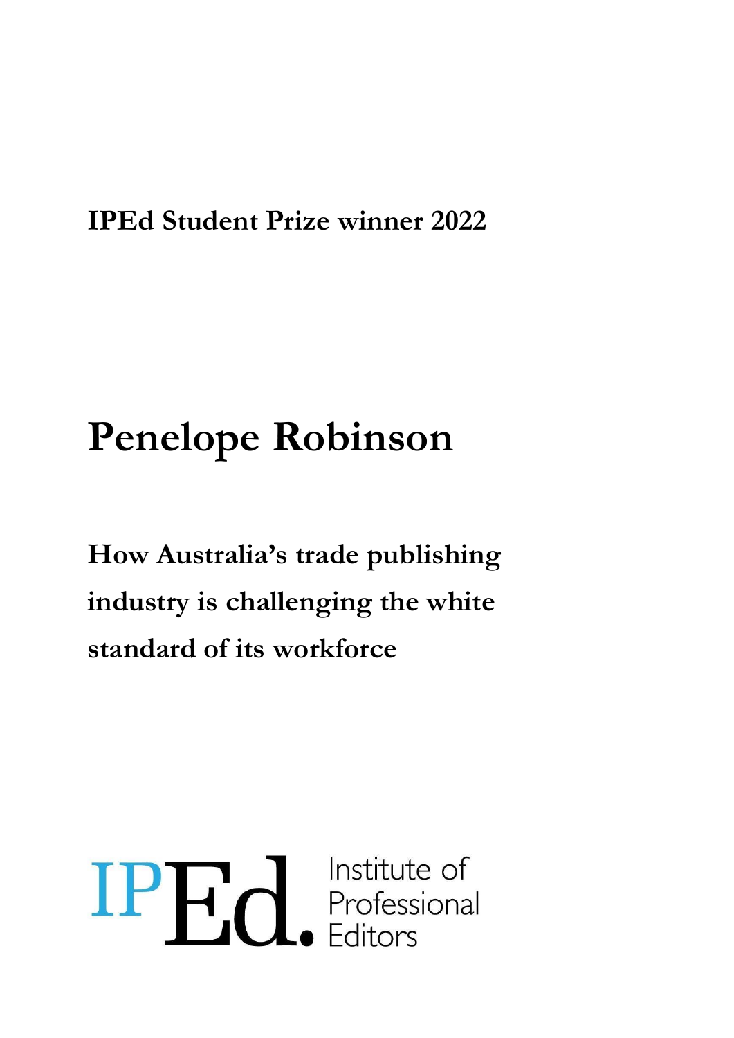**IPEd Student Prize winner 2022**

# Penelope Robinson

## How Australia's trade publishing industry is challenging the white standard of its workforce

IPEd. Institute of Professional Editors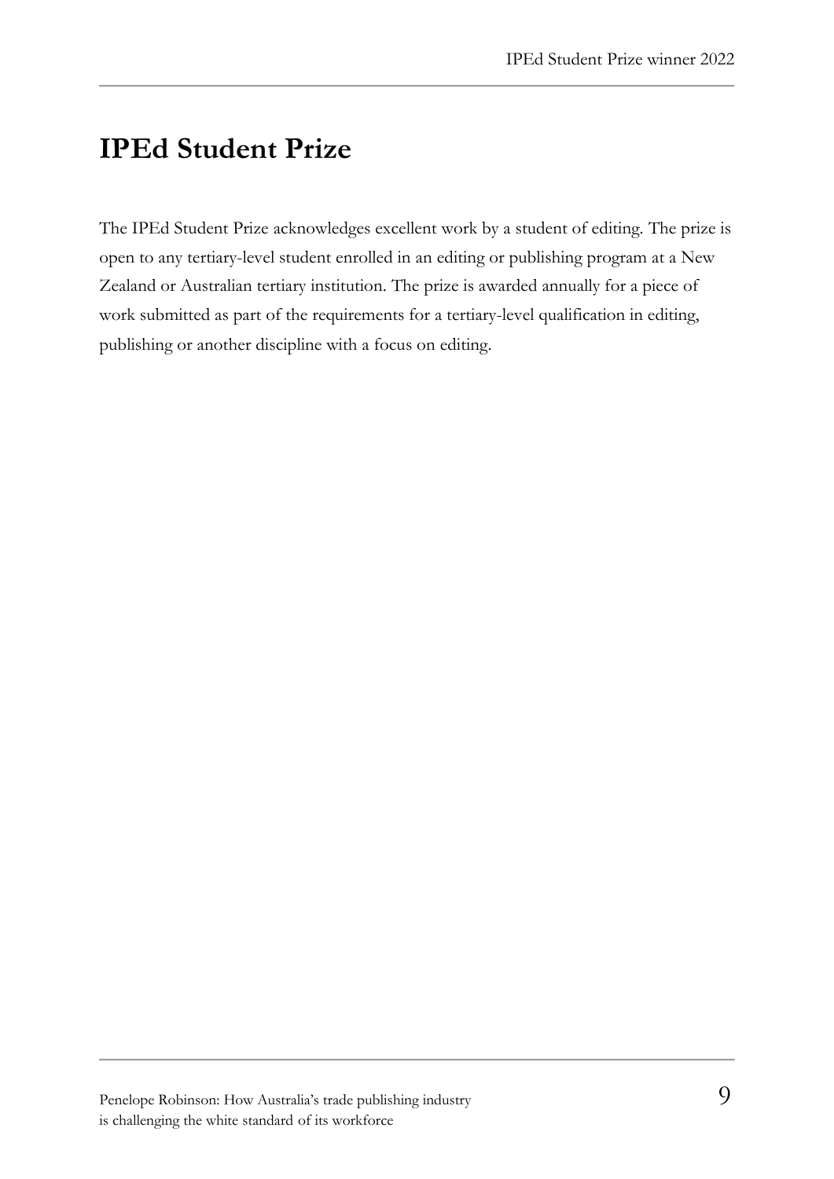# IPEd Student Prize

The IPEd Student Prize acknowledges excellent work by a student of editing. The prize is open to any tertiary-level student enrolled in an editing or publishing program at a New Zealand or Australian tertiary institution. The prize is awarded annually for a piece of work submitted as part of the requirements for a tertiary-level qualification in editing, publishing or another discipline with a focus on editing.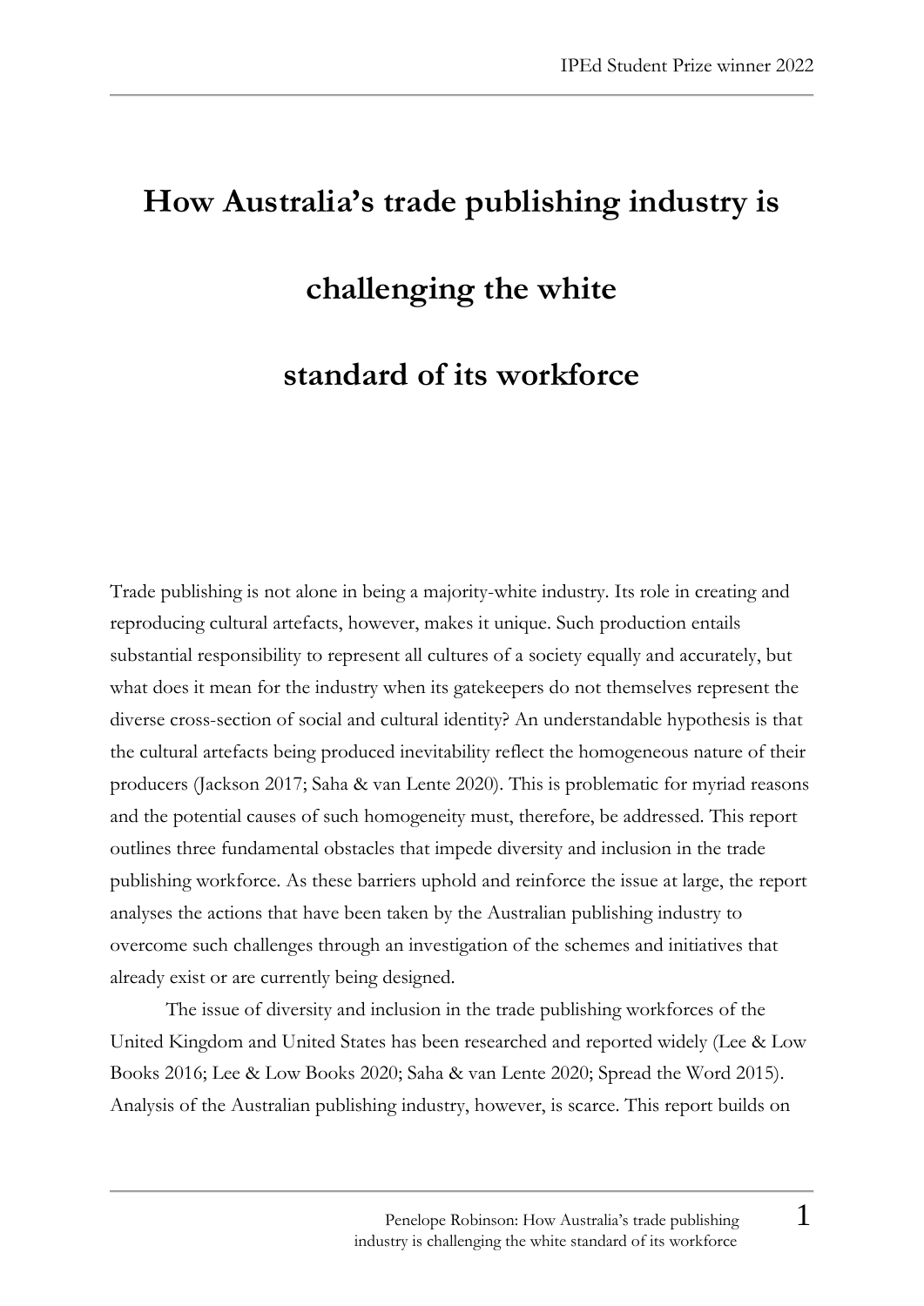# How Australia's trade publishing industry is challenging the white standard of its workforce

Trade publishing is not alone in being a majority-white industry. Its role in creating and reproducing cultural artefacts, however, makes it unique. Such production entails substantial responsibility to represent all cultures of a society equally and accurately, but what does it mean for the industry when its gatekeepers do not themselves represent the diverse cross-section of social and cultural identity? An understandable hypothesis is that the cultural artefacts being produced inevitability reflect the homogeneous nature of their producers (Jackson 2017; Saha & van Lente 2020). This is problematic for myriad reasons and the potential causes of such homogeneity must, therefore, be addressed. This report outlines three fundamental obstacles that impede diversity and inclusion in the trade publishing workforce. As these barriers uphold and reinforce the issue at large, the report analyses the actions that have been taken by the Australian publishing industry to overcome such challenges through an investigation of the schemes and initiatives that already exist or are currently being designed.

The issue of diversity and inclusion in the trade publishing workforces of the United Kingdom and United States has been researched and reported widely (Lee & Low Books 2016; Lee & Low Books 2020; Saha & van Lente 2020; Spread the Word 2015). Analysis of the Australian publishing industry, however, is scarce. This report builds on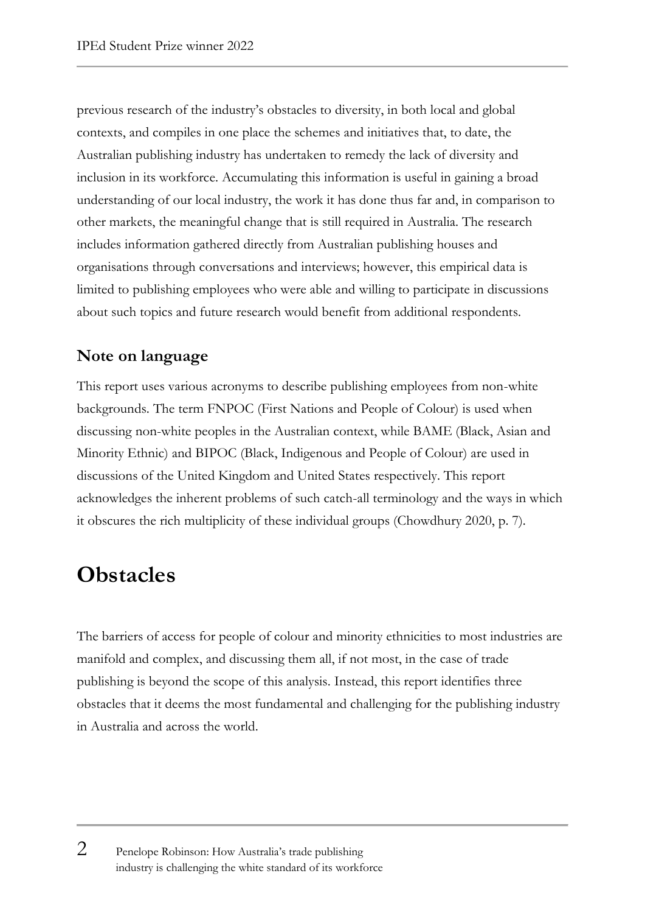previous research of the industry's obstacles to diversity, in both local and global contexts, and compiles in one place the schemes and initiatives that, to date, the Australian publishing industry has undertaken to remedy the lack of diversity and inclusion in its workforce. Accumulating this information is useful in gaining a broad understanding of our local industry, the work it has done thus far and, in comparison to other markets, the meaningful change that is still required in Australia. The research includes information gathered directly from Australian publishing houses and organisations through conversations and interviews; however, this empirical data is limited to publishing employees who were able and willing to participate in discussions about such topics and future research would benefit from additional respondents.

### Note on language

This report uses various acronyms to describe publishing employees from non-white backgrounds. The term FNPOC (First Nations and People of Colour) is used when discussing non-white peoples in the Australian context, while BAME (Black, Asian and Minority Ethnic) and BIPOC (Black, Indigenous and People of Colour) are used in discussions of the United Kingdom and United States respectively. This report acknowledges the inherent problems of such catch-all terminology and the ways in which it obscures the rich multiplicity of these individual groups (Chowdhury 2020, p. 7).

## Obstacles

The barriers of access for people of colour and minority ethnicities to most industries are manifold and complex, and discussing them all, if not most, in the case of trade publishing is beyond the scope of this analysis. Instead, this report identifies three obstacles that it deems the most fundamental and challenging for the publishing industry in Australia and across the world.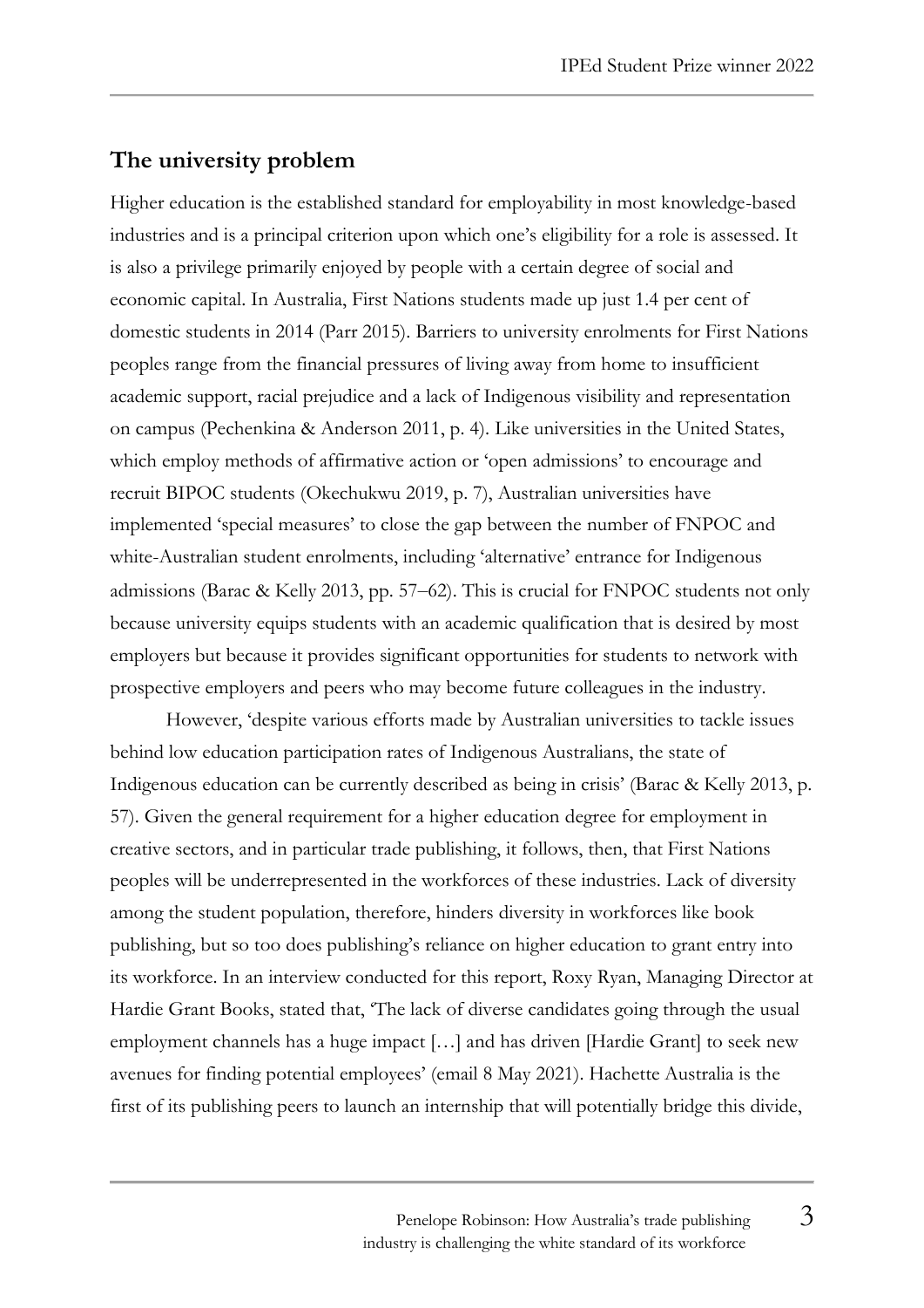## The university problem

Higher education is the established standard for employability in most knowledge-based industries and is a principal criterion upon which one's eligibility for a role is assessed. It is also a privilege primarily enjoyed by people with a certain degree of social and economic capital. In Australia, First Nations students made up just 1.4 per cent of domestic students in 2014 (Parr 2015). Barriers to university enrolments for First Nations peoples range from the financial pressures of living away from home to insufficient academic support, racial prejudice and a lack of Indigenous visibility and representation on campus (Pechenkina & Anderson 2011, p. 4). Like universities in the United States, which employ methods of affirmative action or 'open admissions' to encourage and recruit BIPOC students (Okechukwu 2019, p. 7), Australian universities have implemented 'special measures' to close the gap between the number of FNPOC and white-Australian student enrolments, including 'alternative' entrance for Indigenous admissions (Barac & Kelly 2013, pp. 57–62). This is crucial for FNPOC students not only because university equips students with an academic qualification that is desired by most employers but because it provides significant opportunities for students to network with prospective employers and peers who may become future colleagues in the industry.

However, 'despite various efforts made by Australian universities to tackle issues behind low education participation rates of Indigenous Australians, the state of Indigenous education can be currently described as being in crisis' (Barac & Kelly 2013, p. 57). Given the general requirement for a higher education degree for employment in creative sectors, and in particular trade publishing, it follows, then, that First Nations peoples will be underrepresented in the workforces of these industries. Lack of diversity among the student population, therefore, hinders diversity in workforces like book publishing, but so too does publishing's reliance on higher education to grant entry into its workforce. In an interview conducted for this report, Roxy Ryan, Managing Director at Hardie Grant Books, stated that, 'The lack of diverse candidates going through the usual employment channels has a huge impact […] and has driven [Hardie Grant] to seek new avenues for finding potential employees' (email 8 May 2021). Hachette Australia is the first of its publishing peers to launch an internship that will potentially bridge this divide,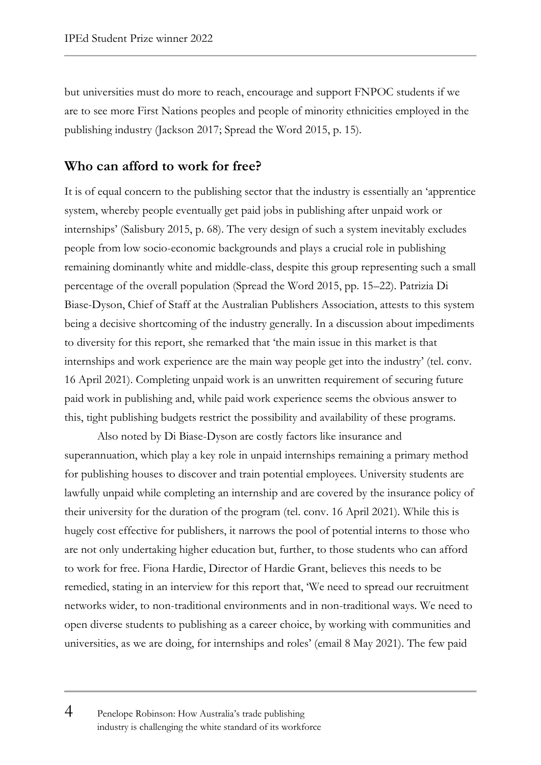but universities must do more to reach, encourage and support FNPOC students if we are to see more First Nations peoples and people of minority ethnicities employed in the publishing industry (Jackson 2017; Spread the Word 2015, p. 15).

## Who can afford to work for free?

It is of equal concern to the publishing sector that the industry is essentially an 'apprentice system, whereby people eventually get paid jobs in publishing after unpaid work or internships' (Salisbury 2015, p. 68). The very design of such a system inevitably excludes people from low socio-economic backgrounds and plays a crucial role in publishing remaining dominantly white and middle-class, despite this group representing such a small percentage of the overall population (Spread the Word 2015, pp. 15–22). Patrizia Di Biase-Dyson, Chief of Staff at the Australian Publishers Association, attests to this system being a decisive shortcoming of the industry generally. In a discussion about impediments to diversity for this report, she remarked that 'the main issue in this market is that internships and work experience are the main way people get into the industry' (tel. conv. 16 April 2021). Completing unpaid work is an unwritten requirement of securing future paid work in publishing and, while paid work experience seems the obvious answer to this, tight publishing budgets restrict the possibility and availability of these programs.

Also noted by Di Biase-Dyson are costly factors like insurance and superannuation, which play a key role in unpaid internships remaining a primary method for publishing houses to discover and train potential employees. University students are lawfully unpaid while completing an internship and are covered by the insurance policy of their university for the duration of the program (tel. conv. 16 April 2021). While this is hugely cost effective for publishers, it narrows the pool of potential interns to those who are not only undertaking higher education but, further, to those students who can afford to work for free. Fiona Hardie, Director of Hardie Grant, believes this needs to be remedied, stating in an interview for this report that, 'We need to spread our recruitment networks wider, to non-traditional environments and in non-traditional ways. We need to open diverse students to publishing as a career choice, by working with communities and universities, as we are doing, for internships and roles' (email 8 May 2021). The few paid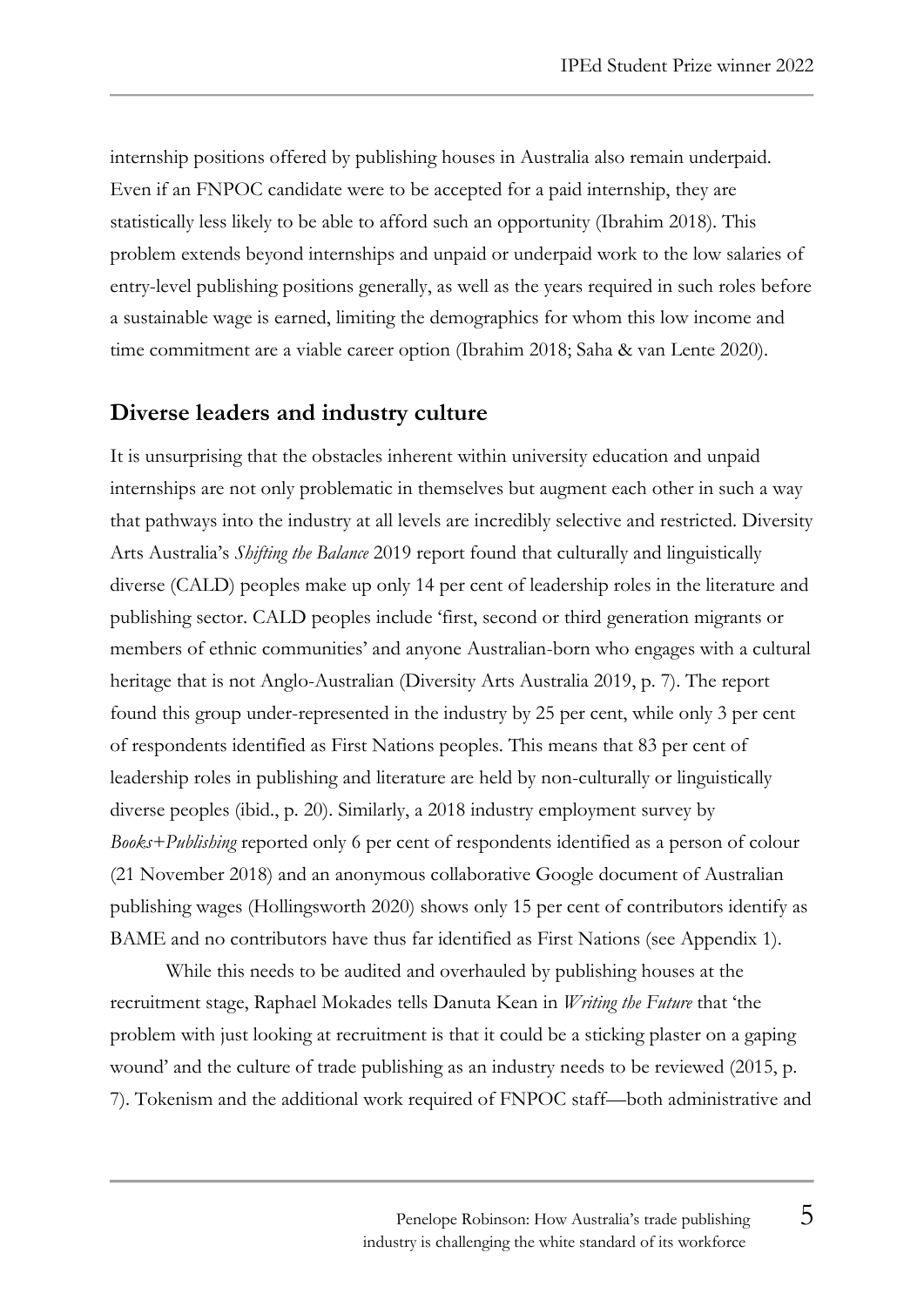internship positions offered by publishing houses in Australia also remain underpaid. Even if an FNPOC candidate were to be accepted for a paid internship, they are statistically less likely to be able to afford such an opportunity (Ibrahim 2018). This problem extends beyond internships and unpaid or underpaid work to the low salaries of entry-level publishing positions generally, as well as the years required in such roles before a sustainable wage is earned, limiting the demographics for whom this low income and time commitment are a viable career option (Ibrahim 2018; Saha & van Lente 2020).

## Diverse leaders and industry culture

It is unsurprising that the obstacles inherent within university education and unpaid internships are not only problematic in themselves but augment each other in such a way that pathways into the industry at all levels are incredibly selective and restricted. Diversity Arts Australia's *Shifting the Balance* 2019 report found that culturally and linguistically diverse (CALD) peoples make up only 14 per cent of leadership roles in the literature and publishing sector. CALD peoples include 'first, second or third generation migrants or members of ethnic communities' and anyone Australian-born who engages with a cultural heritage that is not Anglo-Australian (Diversity Arts Australia 2019, p. 7). The report found this group under-represented in the industry by 25 per cent, while only 3 per cent of respondents identified as First Nations peoples. This means that 83 per cent of leadership roles in publishing and literature are held by non-culturally or linguistically diverse peoples (ibid., p. 20). Similarly, a 2018 industry employment survey by *Books+Publishing* reported only 6 per cent of respondents identified as a person of colour (21 November 2018) and an anonymous collaborative Google document of Australian publishing wages (Hollingsworth 2020) shows only 15 per cent of contributors identify as BAME and no contributors have thus far identified as First Nations (see Appendix 1).

While this needs to be audited and overhauled by publishing houses at the recruitment stage, Raphael Mokades tells Danuta Kean in *Writing the Future* that 'the problem with just looking at recruitment is that it could be a sticking plaster on a gaping wound' and the culture of trade publishing as an industry needs to be reviewed (2015, p. 7). Tokenism and the additional work required of FNPOC staff—both administrative and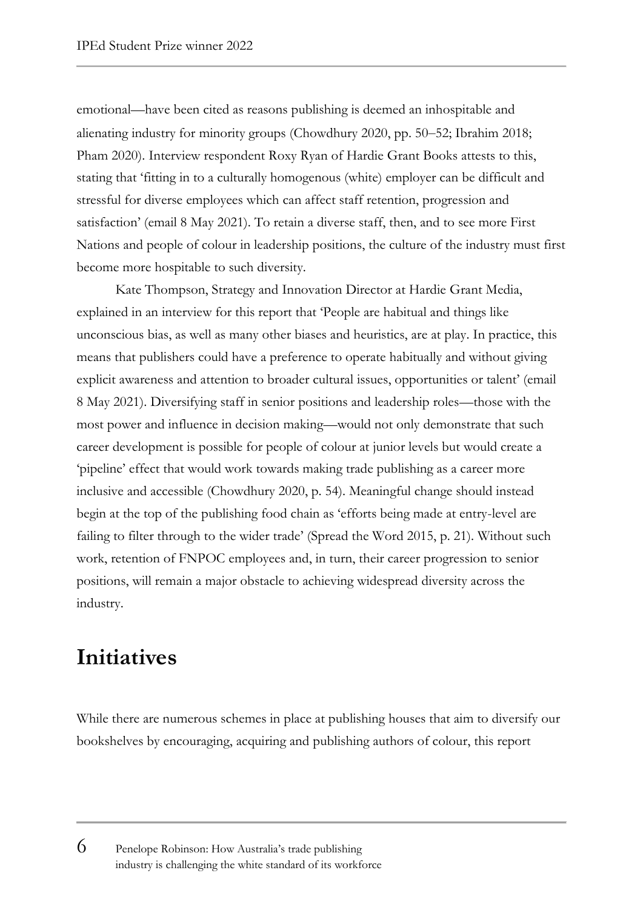emotional—have been cited as reasons publishing is deemed an inhospitable and alienating industry for minority groups (Chowdhury 2020, pp. 50–52; Ibrahim 2018; Pham 2020). Interview respondent Roxy Ryan of Hardie Grant Books attests to this, stating that 'fitting in to a culturally homogenous (white) employer can be difficult and stressful for diverse employees which can affect staff retention, progression and satisfaction' (email 8 May 2021). To retain a diverse staff, then, and to see more First Nations and people of colour in leadership positions, the culture of the industry must first become more hospitable to such diversity.

Kate Thompson, Strategy and Innovation Director at Hardie Grant Media, explained in an interview for this report that 'People are habitual and things like unconscious bias, as well as many other biases and heuristics, are at play. In practice, this means that publishers could have a preference to operate habitually and without giving explicit awareness and attention to broader cultural issues, opportunities or talent' (email 8 May 2021). Diversifying staff in senior positions and leadership roles—those with the most power and influence in decision making—would not only demonstrate that such career development is possible for people of colour at junior levels but would create a 'pipeline' effect that would work towards making trade publishing as a career more inclusive and accessible (Chowdhury 2020, p. 54). Meaningful change should instead begin at the top of the publishing food chain as 'efforts being made at entry-level are failing to filter through to the wider trade' (Spread the Word 2015, p. 21). Without such work, retention of FNPOC employees and, in turn, their career progression to senior positions, will remain a major obstacle to achieving widespread diversity across the industry.

## Initiatives

While there are numerous schemes in place at publishing houses that aim to diversify our bookshelves by encouraging, acquiring and publishing authors of colour, this report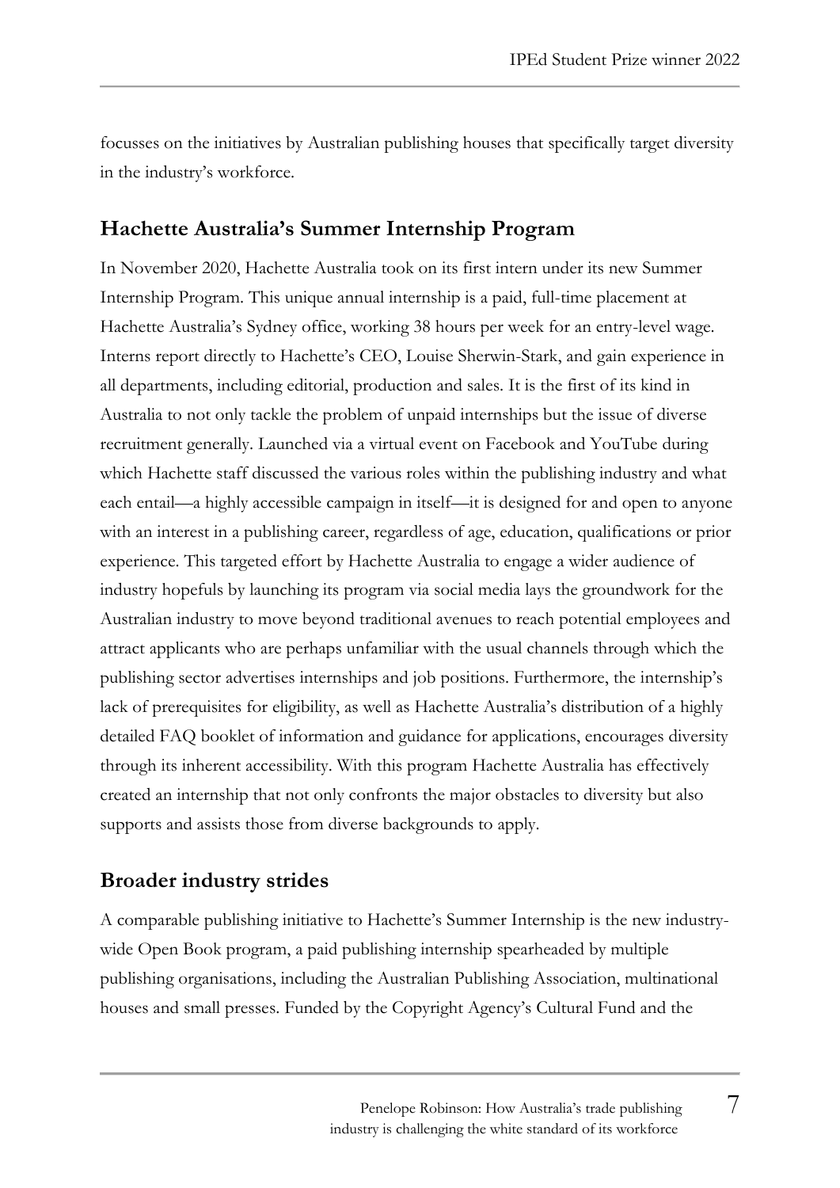focusses on the initiatives by Australian publishing houses that specifically target diversity in the industry's workforce.

## Hachette Australia's Summer Internship Program

In November 2020, Hachette Australia took on its first intern under its new Summer Internship Program. This unique annual internship is a paid, full-time placement at Hachette Australia's Sydney office, working 38 hours per week for an entry-level wage. Interns report directly to Hachette's CEO, Louise Sherwin-Stark, and gain experience in all departments, including editorial, production and sales. It is the first of its kind in Australia to not only tackle the problem of unpaid internships but the issue of diverse recruitment generally. Launched via a virtual event on Facebook and YouTube during which Hachette staff discussed the various roles within the publishing industry and what each entail—a highly accessible campaign in itself—it is designed for and open to anyone with an interest in a publishing career, regardless of age, education, qualifications or prior experience. This targeted effort by Hachette Australia to engage a wider audience of industry hopefuls by launching its program via social media lays the groundwork for the Australian industry to move beyond traditional avenues to reach potential employees and attract applicants who are perhaps unfamiliar with the usual channels through which the publishing sector advertises internships and job positions. Furthermore, the internship's lack of prerequisites for eligibility, as well as Hachette Australia's distribution of a highly detailed FAQ booklet of information and guidance for applications, encourages diversity through its inherent accessibility. With this program Hachette Australia has effectively created an internship that not only confronts the major obstacles to diversity but also supports and assists those from diverse backgrounds to apply.

## Broader industry strides

A comparable publishing initiative to Hachette's Summer Internship is the new industry-wide Open Book program, a paid publishing internship spearheaded by multiple publishing organisations, including the Australian Publishing Association, multinational houses and small presses. Funded by the Copyright Agency's Cultural Fund and the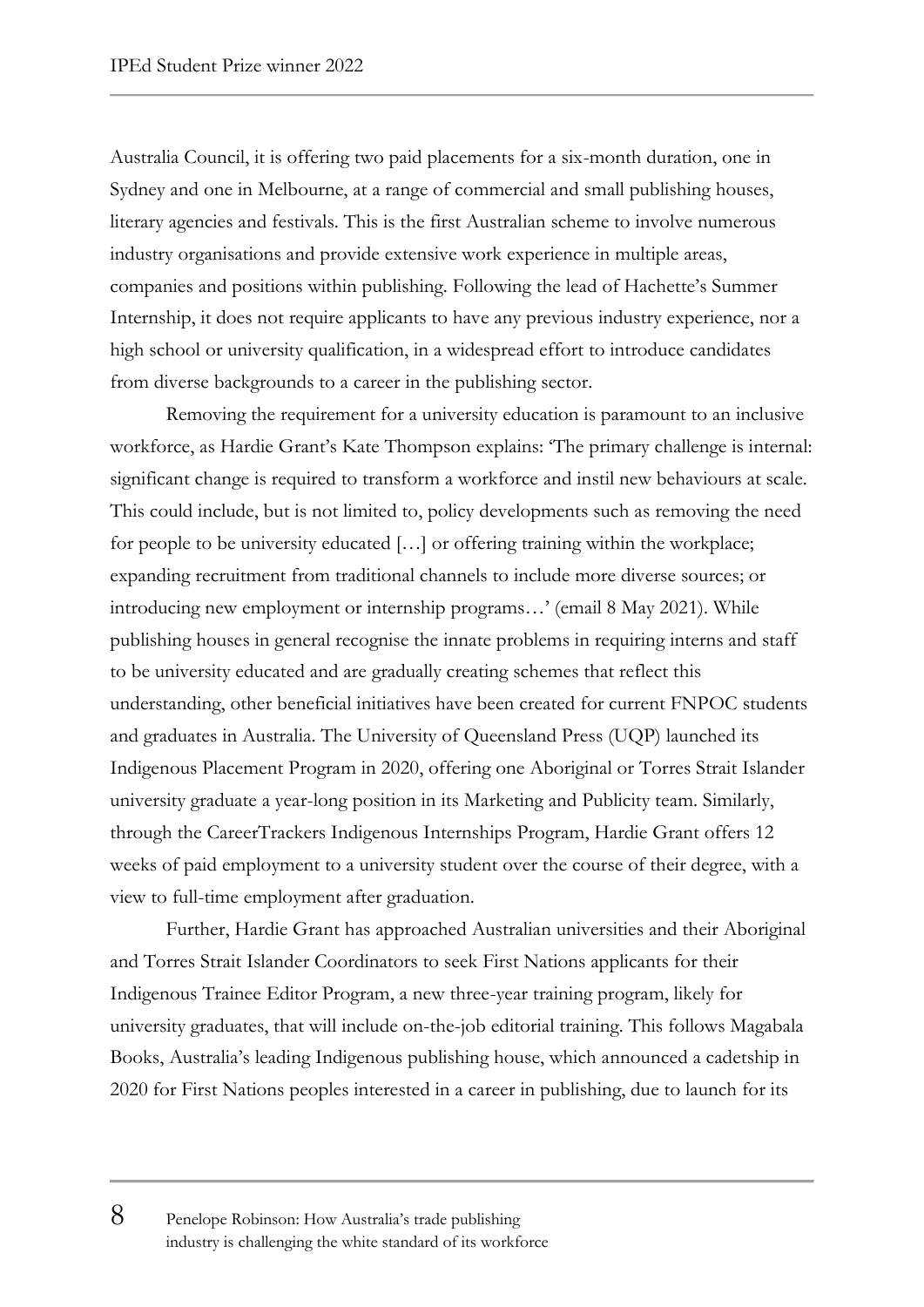Australia Council, it is offering two paid placements for a six-month duration, one in Sydney and one in Melbourne, at a range of commercial and small publishing houses, literary agencies and festivals. This is the first Australian scheme to involve numerous industry organisations and provide extensive work experience in multiple areas, companies and positions within publishing. Following the lead of Hachette's Summer Internship, it does not require applicants to have any previous industry experience, nor a high school or university qualification, in a widespread effort to introduce candidates from diverse backgrounds to a career in the publishing sector.

Removing the requirement for a university education is paramount to an inclusive workforce, as Hardie Grant's Kate Thompson explains: 'The primary challenge is internal: significant change is required to transform a workforce and instil new behaviours at scale. This could include, but is not limited to, policy developments such as removing the need for people to be university educated […] or offering training within the workplace; expanding recruitment from traditional channels to include more diverse sources; or introducing new employment or internship programs…' (email 8 May 2021). While publishing houses in general recognise the innate problems in requiring interns and staff to be university educated and are gradually creating schemes that reflect this understanding, other beneficial initiatives have been created for current FNPOC students and graduates in Australia. The University of Queensland Press (UQP) launched its Indigenous Placement Program in 2020, offering one Aboriginal or Torres Strait Islander university graduate a year-long position in its Marketing and Publicity team. Similarly, through the CareerTrackers Indigenous Internships Program, Hardie Grant offers 12 weeks of paid employment to a university student over the course of their degree, with a view to full-time employment after graduation.

Further, Hardie Grant has approached Australian universities and their Aboriginal and Torres Strait Islander Coordinators to seek First Nations applicants for their Indigenous Trainee Editor Program, a new three-year training program, likely for university graduates, that will include on-the-job editorial training. This follows Magabala Books, Australia's leading Indigenous publishing house, which announced a cadetship in 2020 for First Nations peoples interested in a career in publishing, due to launch for its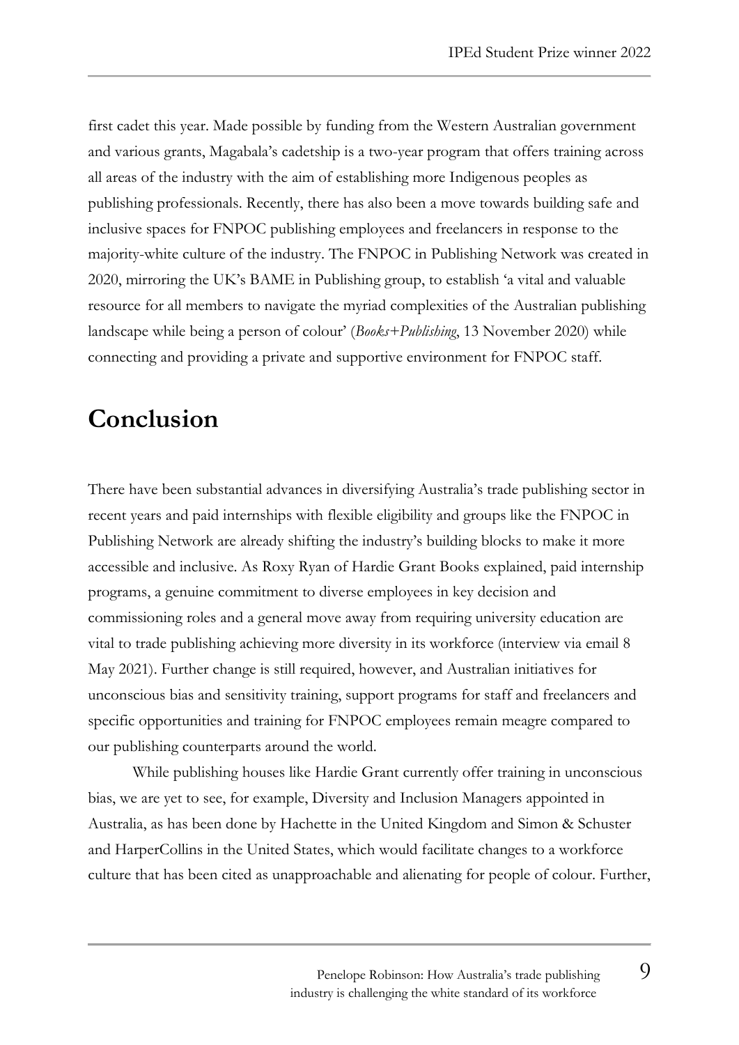first cadet this year. Made possible by funding from the Western Australian government and various grants, Magabala's cadetship is a two-year program that offers training across all areas of the industry with the aim of establishing more Indigenous peoples as publishing professionals. Recently, there has also been a move towards building safe and inclusive spaces for FNPOC publishing employees and freelancers in response to the majority-white culture of the industry. The FNPOC in Publishing Network was created in 2020, mirroring the UK's BAME in Publishing group, to establish 'a vital and valuable resource for all members to navigate the myriad complexities of the Australian publishing landscape while being a person of colour' (*Books+Publishing*, 13 November 2020) while connecting and providing a private and supportive environment for FNPOC staff.

## Conclusion

There have been substantial advances in diversifying Australia's trade publishing sector in recent years and paid internships with flexible eligibility and groups like the FNPOC in Publishing Network are already shifting the industry's building blocks to make it more accessible and inclusive. As Roxy Ryan of Hardie Grant Books explained, paid internship programs, a genuine commitment to diverse employees in key decision and commissioning roles and a general move away from requiring university education are vital to trade publishing achieving more diversity in its workforce (interview via email 8 May 2021). Further change is still required, however, and Australian initiatives for unconscious bias and sensitivity training, support programs for staff and freelancers and specific opportunities and training for FNPOC employees remain meagre compared to our publishing counterparts around the world.

While publishing houses like Hardie Grant currently offer training in unconscious bias, we are yet to see, for example, Diversity and Inclusion Managers appointed in Australia, as has been done by Hachette in the United Kingdom and Simon & Schuster and HarperCollins in the United States, which would facilitate changes to a workforce culture that has been cited as unapproachable and alienating for people of colour. Further,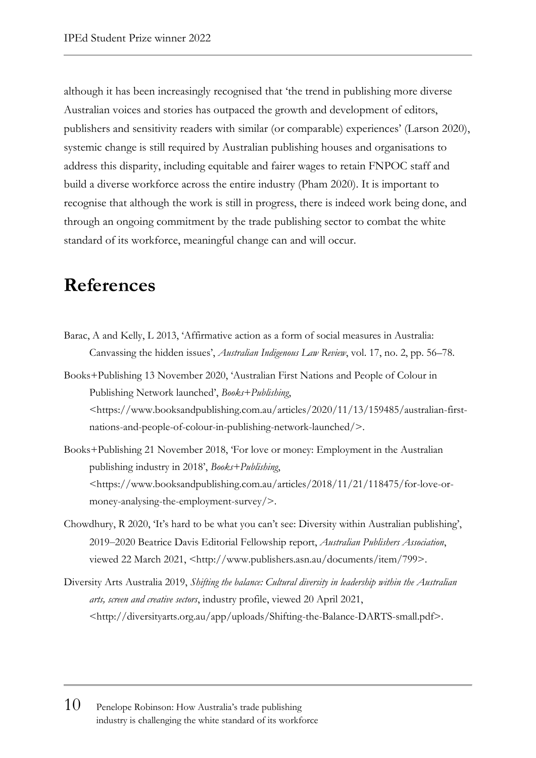although it has been increasingly recognised that 'the trend in publishing more diverse Australian voices and stories has outpaced the growth and development of editors, publishers and sensitivity readers with similar (or comparable) experiences' (Larson 2020), systemic change is still required by Australian publishing houses and organisations to address this disparity, including equitable and fairer wages to retain FNPOC staff and build a diverse workforce across the entire industry (Pham 2020). It is important to recognise that although the work is still in progress, there is indeed work being done, and through an ongoing commitment by the trade publishing sector to combat the white standard of its workforce, meaningful change can and will occur.

# References

Barac, A and Kelly, L 2013, 'Affirmative action as a form of social measures in Australia: Canvassing the hidden issues', *Australian Indigenous Law Review*, vol. 17, no. 2, pp. 56–78.

Books+Publishing 13 November 2020, 'Australian First Nations and People of Colour in Publishing Network launched', *Books+Publishing*, <https://www.booksandpublishing.com.au/articles/2020/11/13/159485/australian-first-nations-and-people-of-colour-in-publishing-network-launched/>.

Books+Publishing 21 November 2018, 'For love or money: Employment in the Australian publishing industry in 2018', *Books+Publishing*, <https://www.booksandpublishing.com.au/articles/2018/11/21/118475/for-love-or-money-analysing-the-employment-survey/>.

Chowdhury, R 2020, 'It's hard to be what you can't see: Diversity within Australian publishing', 2019–2020 Beatrice Davis Editorial Fellowship report, *Australian Publishers Association*, viewed 22 March 2021, <http://www.publishers.asn.au/documents/item/799>.

Diversity Arts Australia 2019, *Shifting the balance: Cultural diversity in leadership within the Australian arts, screen and creative sectors*, industry profile, viewed 20 April 2021, <http://diversityarts.org.au/app/uploads/Shifting-the-Balance-DARTS-small.pdf>.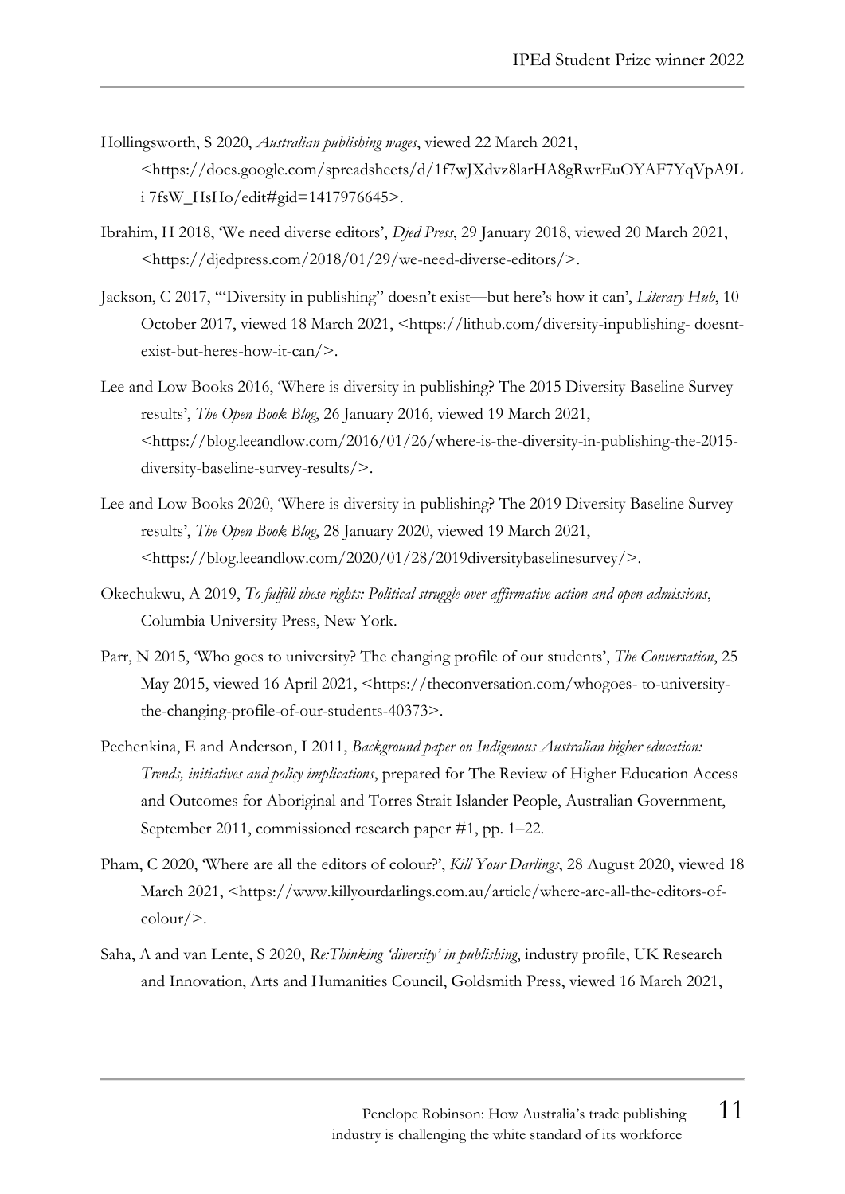Hollingsworth, S 2020, *Australian publishing wages*, viewed 22 March 2021, <https://docs.google.com/spreadsheets/d/1f7wJXdvz8larHA8gRwrEuOYAF7YqVpA9Li 7fsW_HsHo/edit#gid=1417976645>.

Ibrahim, H 2018, 'We need diverse editors', *Djed Press*, 29 January 2018, viewed 20 March 2021, <https://djedpress.com/2018/01/29/we-need-diverse-editors/>.

Jackson, C 2017, '"Diversity in publishing" doesn't exist—but here's how it can', *Literary Hub*, 10 October 2017, viewed 18 March 2021, <https://lithub.com/diversity-inpublishing- doesnt-exist-but-heres-how-it-can/>.

Lee and Low Books 2016, 'Where is diversity in publishing? The 2015 Diversity Baseline Survey results', *The Open Book Blog*, 26 January 2016, viewed 19 March 2021, <https://blog.leeandlow.com/2016/01/26/where-is-the-diversity-in-publishing-the-2015-diversity-baseline-survey-results/>.

Lee and Low Books 2020, 'Where is diversity in publishing? The 2019 Diversity Baseline Survey results', *The Open Book Blog*, 28 January 2020, viewed 19 March 2021, <https://blog.leeandlow.com/2020/01/28/2019diversitybaselinesurvey/>.

Okechukwu, A 2019, *To fulfill these rights: Political struggle over affirmative action and open admissions*, Columbia University Press, New York.

Parr, N 2015, 'Who goes to university? The changing profile of our students', *The Conversation*, 25 May 2015, viewed 16 April 2021, <https://theconversation.com/whogoes- to-university-the-changing-profile-of-our-students-40373>.

Pechenkina, E and Anderson, I 2011, *Background paper on Indigenous Australian higher education: Trends, initiatives and policy implications*, prepared for The Review of Higher Education Access and Outcomes for Aboriginal and Torres Strait Islander People, Australian Government, September 2011, commissioned research paper #1, pp. 1–22.

Pham, C 2020, 'Where are all the editors of colour?', *Kill Your Darlings*, 28 August 2020, viewed 18 March 2021, <https://www.killyourdarlings.com.au/article/where-are-all-the-editors-of-colour/>.

Saha, A and van Lente, S 2020, *Re:Thinking 'diversity' in publishing*, industry profile, UK Research and Innovation, Arts and Humanities Council, Goldsmith Press, viewed 16 March 2021,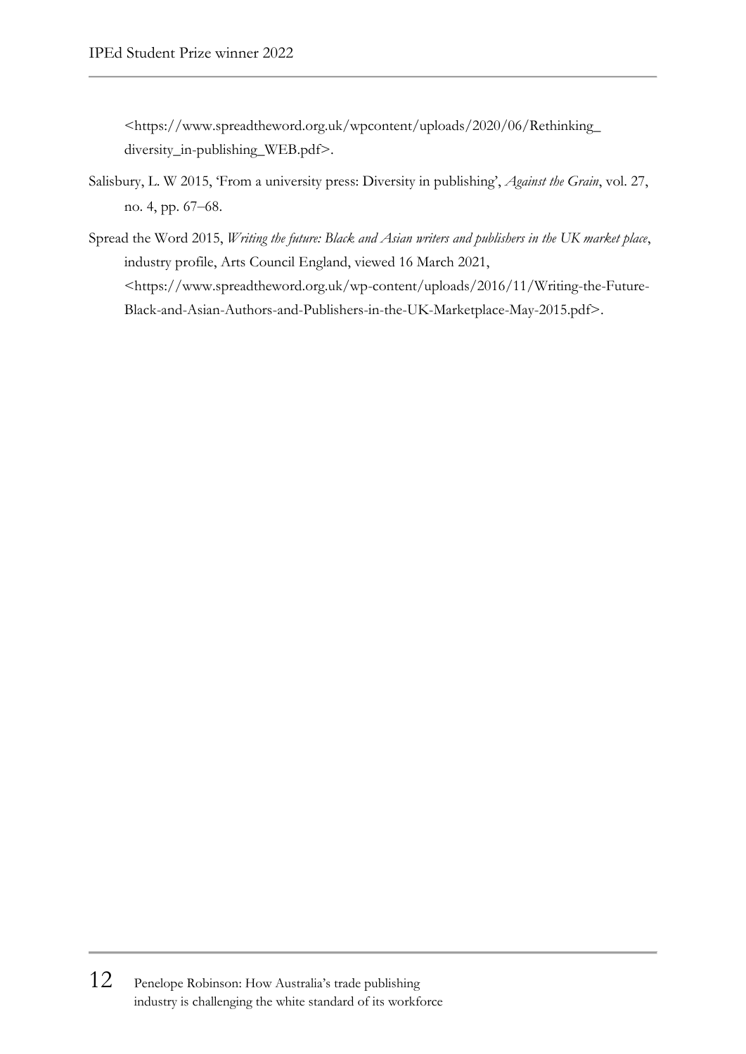<https://www.spreadtheword.org.uk/wpcontent/uploads/2020/06/Rethinking_diversity_in-publishing_WEB.pdf>.

Salisbury, L. W 2015, 'From a university press: Diversity in publishing', *Against the Grain*, vol. 27, no. 4, pp. 67–68.

Spread the Word 2015, *Writing the future: Black and Asian writers and publishers in the UK market place*, industry profile, Arts Council England, viewed 16 March 2021, <https://www.spreadtheword.org.uk/wp-content/uploads/2016/11/Writing-the-Future-Black-and-Asian-Authors-and-Publishers-in-the-UK-Marketplace-May-2015.pdf>.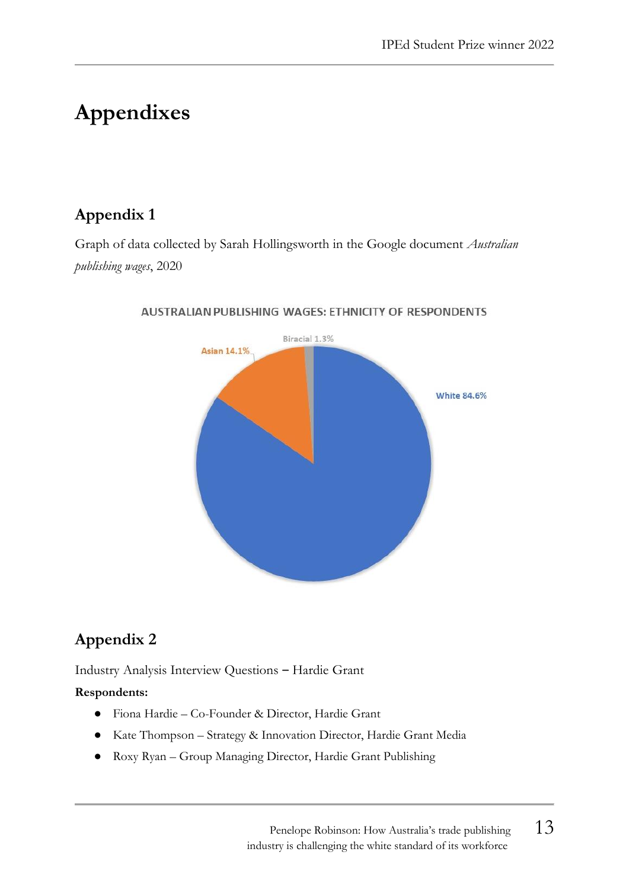# Appendixes

## Appendix 1

Graph of data collected by Sarah Hollingsworth in the Google document *Australian publishing wages*, 2020

AUSTRALIAN PUBLISHING WAGES: ETHNICITY OF RESPONDENTS

Biracial 1.3%

Asian 14.1%

White 84.6%

## Appendix 2

Industry Analysis Interview Questions – Hardie Grant

**Respondents:**

- Fiona Hardie – Co-Founder & Director, Hardie Grant
- Kate Thompson – Strategy & Innovation Director, Hardie Grant Media
- Roxy Ryan – Group Managing Director, Hardie Grant Publishing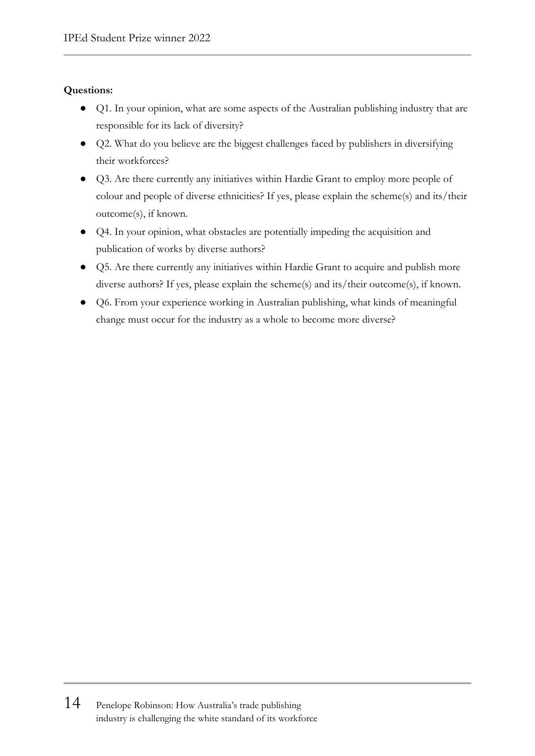**Questions:**

- Q1. In your opinion, what are some aspects of the Australian publishing industry that are responsible for its lack of diversity?
- Q2. What do you believe are the biggest challenges faced by publishers in diversifying their workforces?
- Q3. Are there currently any initiatives within Hardie Grant to employ more people of colour and people of diverse ethnicities? If yes, please explain the scheme(s) and its/their outcome(s), if known.
- Q4. In your opinion, what obstacles are potentially impeding the acquisition and publication of works by diverse authors?
- Q5. Are there currently any initiatives within Hardie Grant to acquire and publish more diverse authors? If yes, please explain the scheme(s) and its/their outcome(s), if known.
- Q6. From your experience working in Australian publishing, what kinds of meaningful change must occur for the industry as a whole to become more diverse?